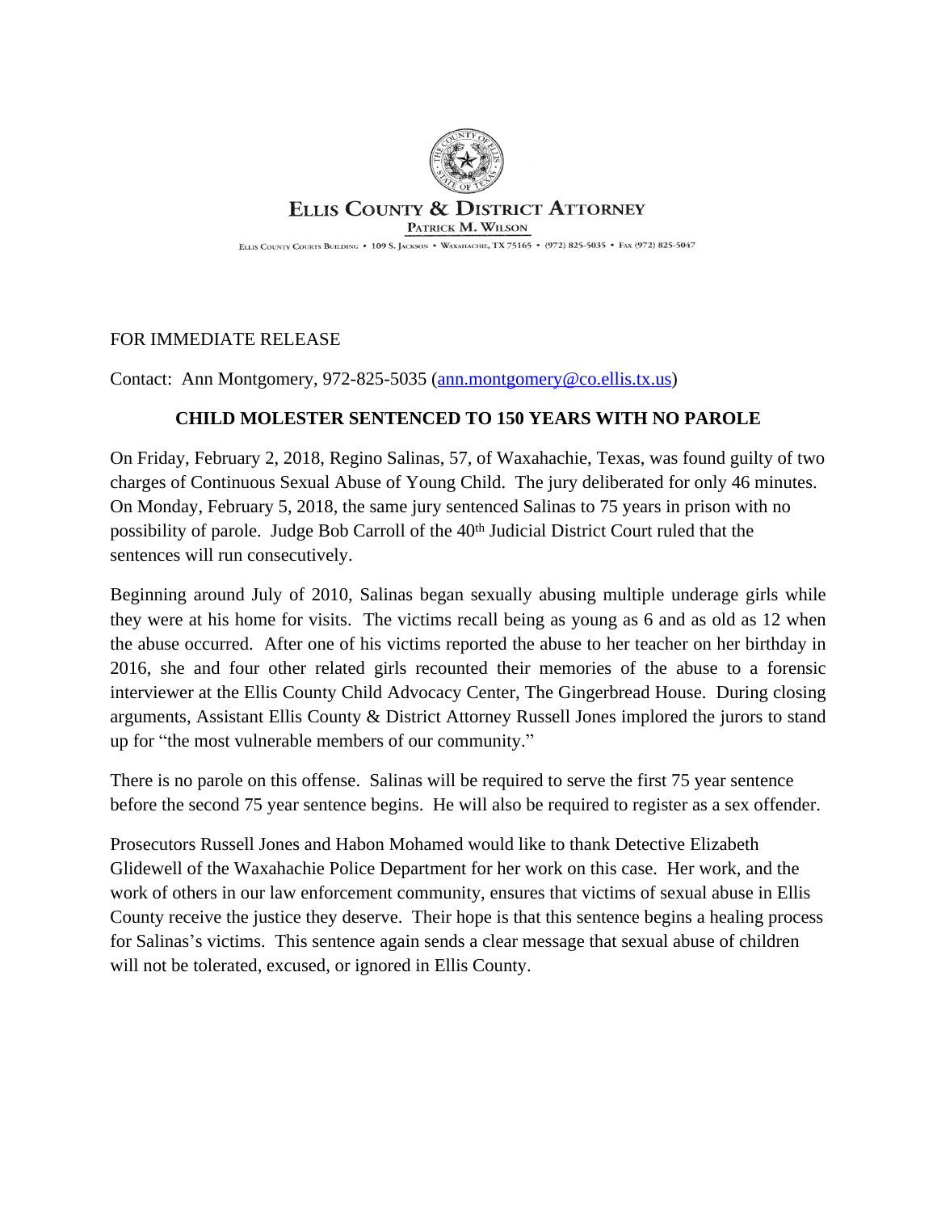ELLIS COUNTY & DISTRICT ATTORNEY

PATRICK M. WILSON

ELLIS COUNTY COURTS BUILDING • 109 S. JACKSON • WAXAHACHIE, TX 75165 • (972) 825-5035 • FAX (972) 825-5047

FOR IMMEDIATE RELEASE

Contact: Ann Montgomery, 972-825-5035 (ann.montgomery@co.ellis.tx.us)

**CHILD MOLESTER SENTENCED TO 150 YEARS WITH NO PAROLE**

On Friday, February 2, 2018, Regino Salinas, 57, of Waxahachie, Texas, was found guilty of two charges of Continuous Sexual Abuse of Young Child. The jury deliberated for only 46 minutes. On Monday, February 5, 2018, the same jury sentenced Salinas to 75 years in prison with no possibility of parole. Judge Bob Carroll of the 40th Judicial District Court ruled that the sentences will run consecutively.

Beginning around July of 2010, Salinas began sexually abusing multiple underage girls while they were at his home for visits. The victims recall being as young as 6 and as old as 12 when the abuse occurred. After one of his victims reported the abuse to her teacher on her birthday in 2016, she and four other related girls recounted their memories of the abuse to a forensic interviewer at the Ellis County Child Advocacy Center, The Gingerbread House. During closing arguments, Assistant Ellis County & District Attorney Russell Jones implored the jurors to stand up for "the most vulnerable members of our community."

There is no parole on this offense. Salinas will be required to serve the first 75 year sentence before the second 75 year sentence begins. He will also be required to register as a sex offender.

Prosecutors Russell Jones and Habon Mohamed would like to thank Detective Elizabeth Glidewell of the Waxahachie Police Department for her work on this case. Her work, and the work of others in our law enforcement community, ensures that victims of sexual abuse in Ellis County receive the justice they deserve. Their hope is that this sentence begins a healing process for Salinas's victims. This sentence again sends a clear message that sexual abuse of children will not be tolerated, excused, or ignored in Ellis County.